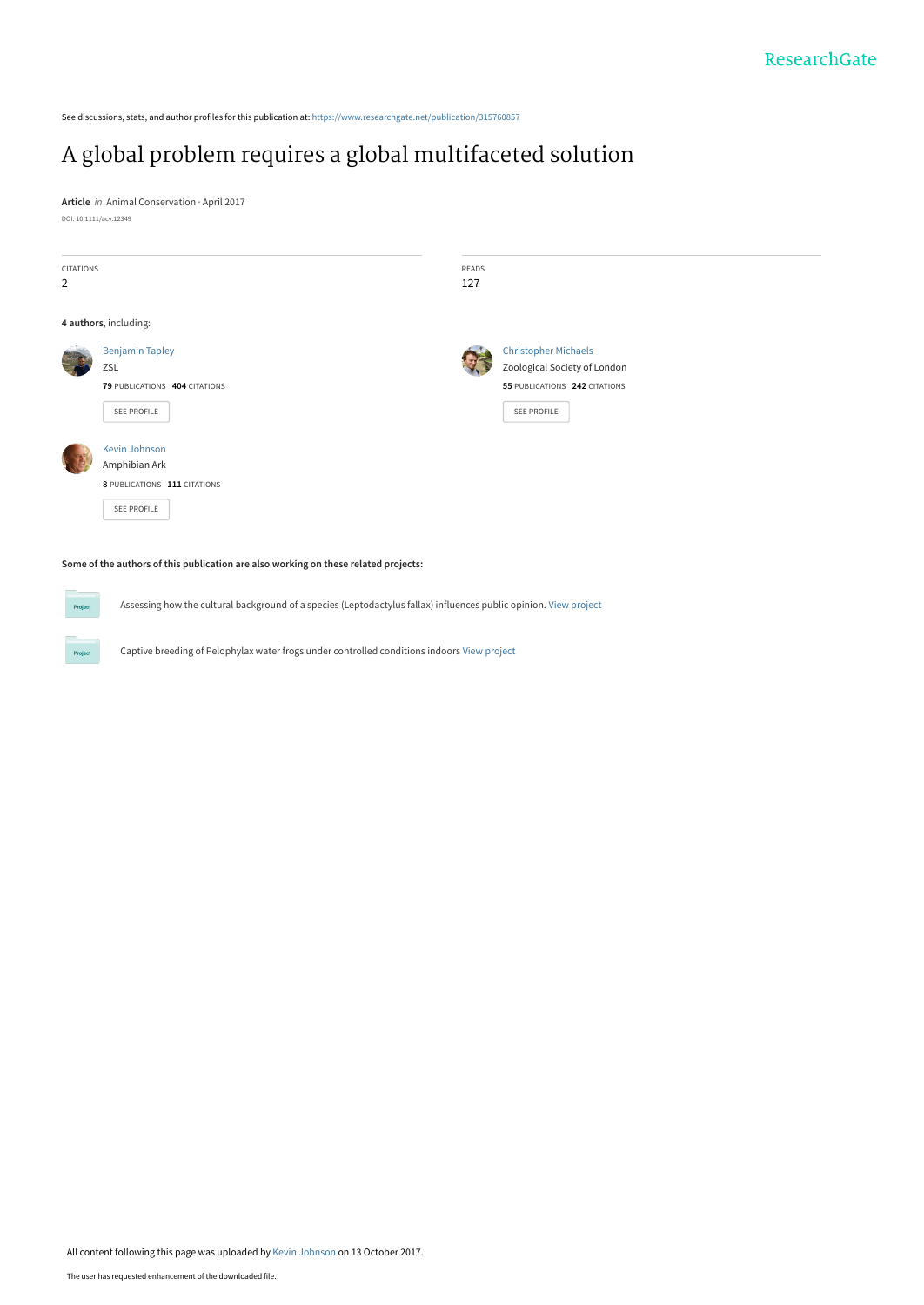ResearchGate

See discussions, stats, and author profiles for this publication at: https://www.researchgate.net/publication/315760857

# A global problem requires a global multifaceted solution

**Article** *in* Animal Conservation · April 2017

DOI: 10.1111/acv.12349

| CITATIONS | READS |
| --- | --- |
| 2 | 127 |

**4 authors**, including:

Benjamin Tapley
ZSL
**79** PUBLICATIONS **404** CITATIONS
SEE PROFILE

Christopher Michaels
Zoological Society of London
**55** PUBLICATIONS **242** CITATIONS
SEE PROFILE

Kevin Johnson
Amphibian Ark
**8** PUBLICATIONS **111** CITATIONS
SEE PROFILE

**Some of the authors of this publication are also working on these related projects:**

Project: Assessing how the cultural background of a species (Leptodactylus fallax) influences public opinion. View project

Project: Captive breeding of Pelophylax water frogs under controlled conditions indoors View project

All content following this page was uploaded by Kevin Johnson on 13 October 2017.

The user has requested enhancement of the downloaded file.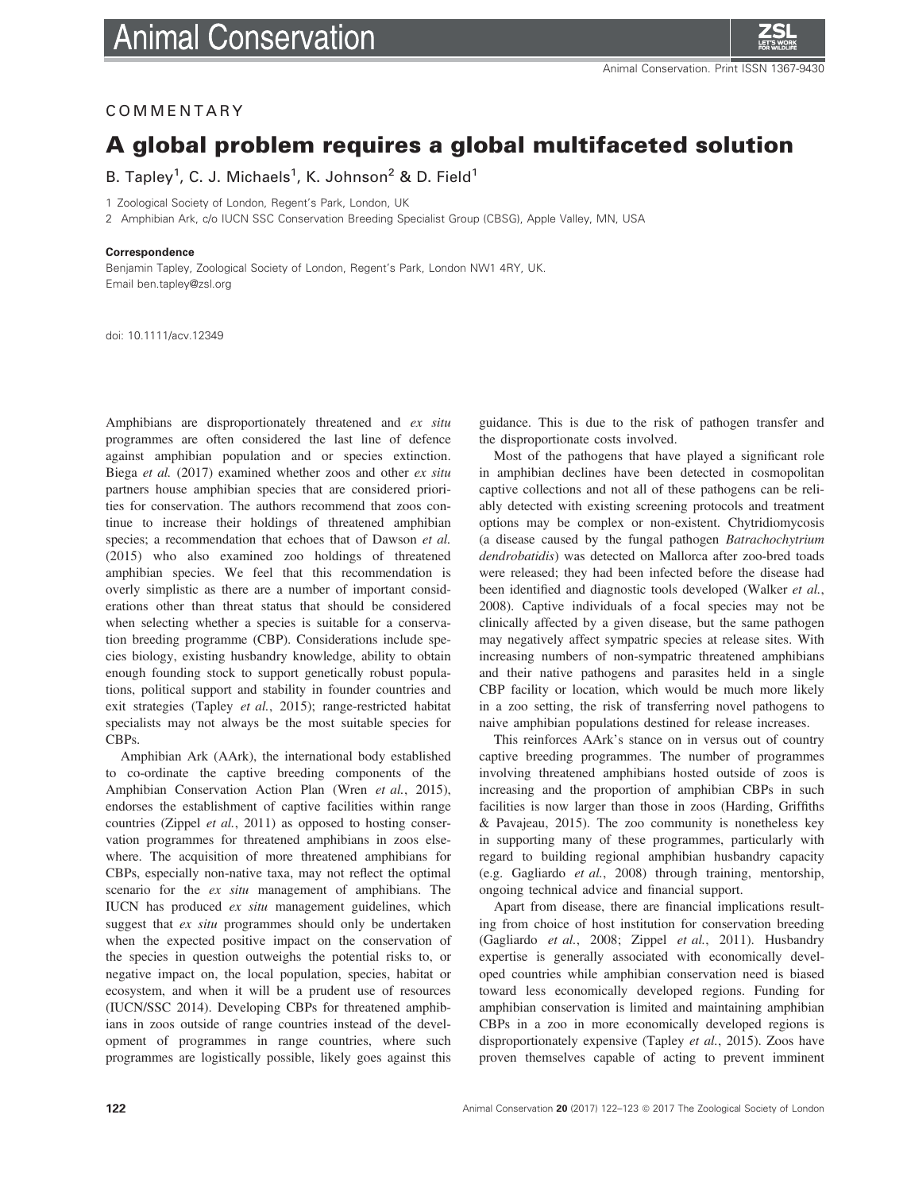COMMENTARY

# A global problem requires a global multifaceted solution

B. Tapley[1], C. J. Michaels[1], K. Johnson[2] & D. Field[1]

1 Zoological Society of London, Regent's Park, London, UK

2 Amphibian Ark, c/o IUCN SSC Conservation Breeding Specialist Group (CBSG), Apple Valley, MN, USA

**Correspondence**

Benjamin Tapley, Zoological Society of London, Regent's Park, London NW1 4RY, UK.
Email ben.tapley@zsl.org

doi: 10.1111/acv.12349

Amphibians are disproportionately threatened and *ex situ* programmes are often considered the last line of defence against amphibian population and or species extinction. Biega *et al.* (2017) examined whether zoos and other *ex situ* partners house amphibian species that are considered priorities for conservation. The authors recommend that zoos continue to increase their holdings of threatened amphibian species; a recommendation that echoes that of Dawson *et al.* (2015) who also examined zoo holdings of threatened amphibian species. We feel that this recommendation is overly simplistic as there are a number of important considerations other than threat status that should be considered when selecting whether a species is suitable for a conservation breeding programme (CBP). Considerations include species biology, existing husbandry knowledge, ability to obtain enough founding stock to support genetically robust populations, political support and stability in founder countries and exit strategies (Tapley *et al.*, 2015); range-restricted habitat specialists may not always be the most suitable species for CBPs.

Amphibian Ark (AArk), the international body established to co-ordinate the captive breeding components of the Amphibian Conservation Action Plan (Wren *et al.*, 2015), endorses the establishment of captive facilities within range countries (Zippel *et al.*, 2011) as opposed to hosting conservation programmes for threatened amphibians in zoos elsewhere. The acquisition of more threatened amphibians for CBPs, especially non-native taxa, may not reflect the optimal scenario for the *ex situ* management of amphibians. The IUCN has produced *ex situ* management guidelines, which suggest that *ex situ* programmes should only be undertaken when the expected positive impact on the conservation of the species in question outweighs the potential risks to, or negative impact on, the local population, species, habitat or ecosystem, and when it will be a prudent use of resources (IUCN/SSC 2014). Developing CBPs for threatened amphibians in zoos outside of range countries instead of the development of programmes in range countries, where such programmes are logistically possible, likely goes against this guidance. This is due to the risk of pathogen transfer and the disproportionate costs involved.

Most of the pathogens that have played a significant role in amphibian declines have been detected in cosmopolitan captive collections and not all of these pathogens can be reliably detected with existing screening protocols and treatment options may be complex or non-existent. Chytridiomycosis (a disease caused by the fungal pathogen *Batrachochytrium dendrobatidis*) was detected on Mallorca after zoo-bred toads were released; they had been infected before the disease had been identified and diagnostic tools developed (Walker *et al.*, 2008). Captive individuals of a focal species may not be clinically affected by a given disease, but the same pathogen may negatively affect sympatric species at release sites. With increasing numbers of non-sympatric threatened amphibians and their native pathogens and parasites held in a single CBP facility or location, which would be much more likely in a zoo setting, the risk of transferring novel pathogens to naive amphibian populations destined for release increases.

This reinforces AArk's stance on in versus out of country captive breeding programmes. The number of programmes involving threatened amphibians hosted outside of zoos is increasing and the proportion of amphibian CBPs in such facilities is now larger than those in zoos (Harding, Griffiths & Pavajeau, 2015). The zoo community is nonetheless key in supporting many of these programmes, particularly with regard to building regional amphibian husbandry capacity (e.g. Gagliardo *et al.*, 2008; Zippel *et al.*, 2011) through training, mentorship, ongoing technical advice and financial support.

Apart from disease, there are financial implications resulting from choice of host institution for conservation breeding (Gagliardo *et al.*, 2008; Zippel *et al.*, 2011). Husbandry expertise is generally associated with economically developed countries while amphibian conservation need is biased toward less economically developed regions. Funding for amphibian conservation is limited and maintaining amphibian CBPs in a zoo in more economically developed regions is disproportionately expensive (Tapley *et al.*, 2015). Zoos have proven themselves capable of acting to prevent imminent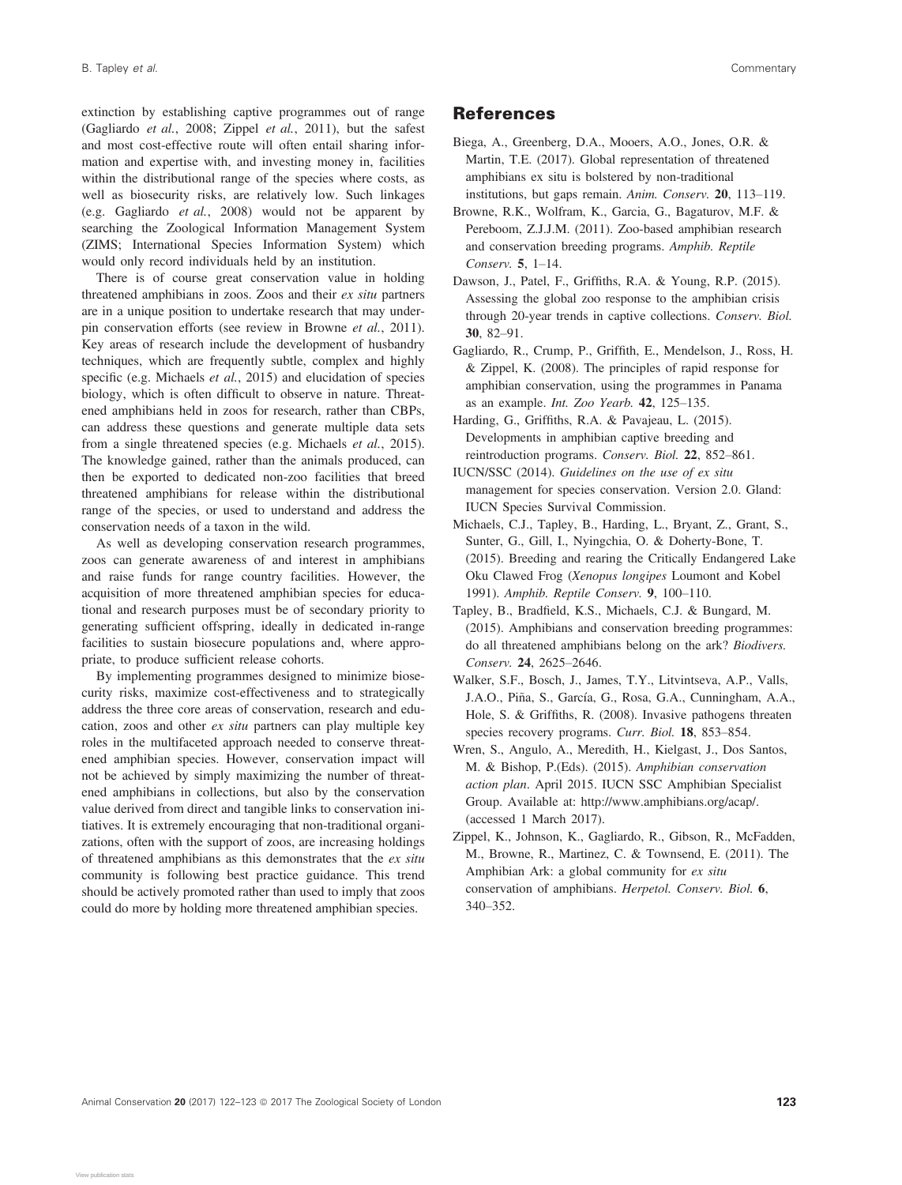extinction by establishing captive programmes out of range (Gagliardo *et al.*, 2008; Zippel *et al.*, 2011), but the safest and most cost-effective route will often entail sharing information and expertise with, and investing money in, facilities within the distributional range of the species where costs, as well as biosecurity risks, are relatively low. Such linkages (e.g. Gagliardo *et al.*, 2008) would not be apparent by searching the Zoological Information Management System (ZIMS; International Species Information System) which would only record individuals held by an institution.

There is of course great conservation value in holding threatened amphibians in zoos. Zoos and their *ex situ* partners are in a unique position to undertake research that may underpin conservation efforts (see review in Browne *et al.*, 2011). Key areas of research include the development of husbandry techniques, which are frequently subtle, complex and highly specific (e.g. Michaels *et al.*, 2015) and elucidation of species biology, which is often difficult to observe in nature. Threatened amphibians held in zoos for research, rather than CBPs, can address these questions and generate multiple data sets from a single threatened species (e.g. Michaels *et al.*, 2015). The knowledge gained, rather than the animals produced, can then be exported to dedicated non-zoo facilities that breed threatened amphibians for release within the distributional range of the species, or used to understand and address the conservation needs of a taxon in the wild.

As well as developing conservation research programmes, zoos can generate awareness of and interest in amphibians and raise funds for range country facilities. However, the acquisition of more threatened amphibian species for educational and research purposes must be of secondary priority to generating sufficient offspring, ideally in dedicated in-range facilities to sustain biosecure populations and, where appropriate, to produce sufficient release cohorts.

By implementing programmes designed to minimize biosecurity risks, maximize cost-effectiveness and to strategically address the three core areas of conservation, research and education, zoos and other *ex situ* partners can play multiple key roles in the multifaceted approach needed to conserve threatened amphibian species. However, conservation impact will not be achieved by simply maximizing the number of threatened amphibians in collections, but also by the conservation value derived from direct and tangible links to conservation initiatives. It is extremely encouraging that non-traditional organizations, often with the support of zoos, are increasing holdings of threatened amphibians as this demonstrates that the *ex situ* community is following best practice guidance. This trend should be actively promoted rather than used to imply that zoos could do more by holding more threatened amphibian species.

## References

Biega, A., Greenberg, D.A., Mooers, A.O., Jones, O.R. & Martin, T.E. (2017). Global representation of threatened amphibians ex situ is bolstered by non-traditional institutions, but gaps remain. *Anim. Conserv.* **20**, 113–119.

Browne, R.K., Wolfram, K., Garcia, G., Bagaturov, M.F. & Pereboom, Z.J.J.M. (2011). Zoo-based amphibian research and conservation breeding programs. *Amphib. Reptile Conserv.* **5**, 1–14.

Dawson, J., Patel, F., Griffiths, R.A. & Young, R.P. (2015). Assessing the global zoo response to the amphibian crisis through 20-year trends in captive collections. *Conserv. Biol.* **30**, 82–91.

Gagliardo, R., Crump, P., Griffith, E., Mendelson, J., Ross, H. & Zippel, K. (2008). The principles of rapid response for amphibian conservation, using the programmes in Panama as an example. *Int. Zoo Yearb.* **42**, 125–135.

Harding, G., Griffiths, R.A. & Pavajeau, L. (2015). Developments in amphibian captive breeding and reintroduction programs. *Conserv. Biol.* **22**, 852–861.

IUCN/SSC (2014). *Guidelines on the use of ex situ management for species conservation*. Version 2.0. Gland: IUCN Species Survival Commission.

Michaels, C.J., Tapley, B., Harding, L., Bryant, Z., Grant, S., Sunter, G., Gill, I., Nyingchia, O. & Doherty-Bone, T. (2015). Breeding and rearing the Critically Endangered Lake Oku Clawed Frog (*Xenopus longipes* Loumont and Kobel 1991). *Amphib. Reptile Conserv.* **9**, 100–110.

Tapley, B., Bradfield, K.S., Michaels, C.J. & Bungard, M. (2015). Amphibians and conservation breeding programmes: do all threatened amphibians belong on the ark? *Biodivers. Conserv.* **24**, 2625–2646.

Walker, S.F., Bosch, J., James, T.Y., Litvintseva, A.P., Valls, J.A.O., Piña, S., García, G., Rosa, G.A., Cunningham, A.A., Hole, S. & Griffiths, R. (2008). Invasive pathogens threaten species recovery programs. *Curr. Biol.* **18**, 853–854.

Wren, S., Angulo, A., Meredith, H., Kielgast, J., Dos Santos, M. & Bishop, P.(Eds). (2015). *Amphibian conservation action plan*. April 2015. IUCN SSC Amphibian Specialist Group. Available at: http://www.amphibians.org/acap/. (accessed 1 March 2017).

Zippel, K., Johnson, K., Gagliardo, R., Gibson, R., McFadden, M., Browne, R., Martinez, C. & Townsend, E. (2011). The Amphibian Ark: a global community for *ex situ* conservation of amphibians. *Herpetol. Conserv. Biol.* **6**, 340–352.